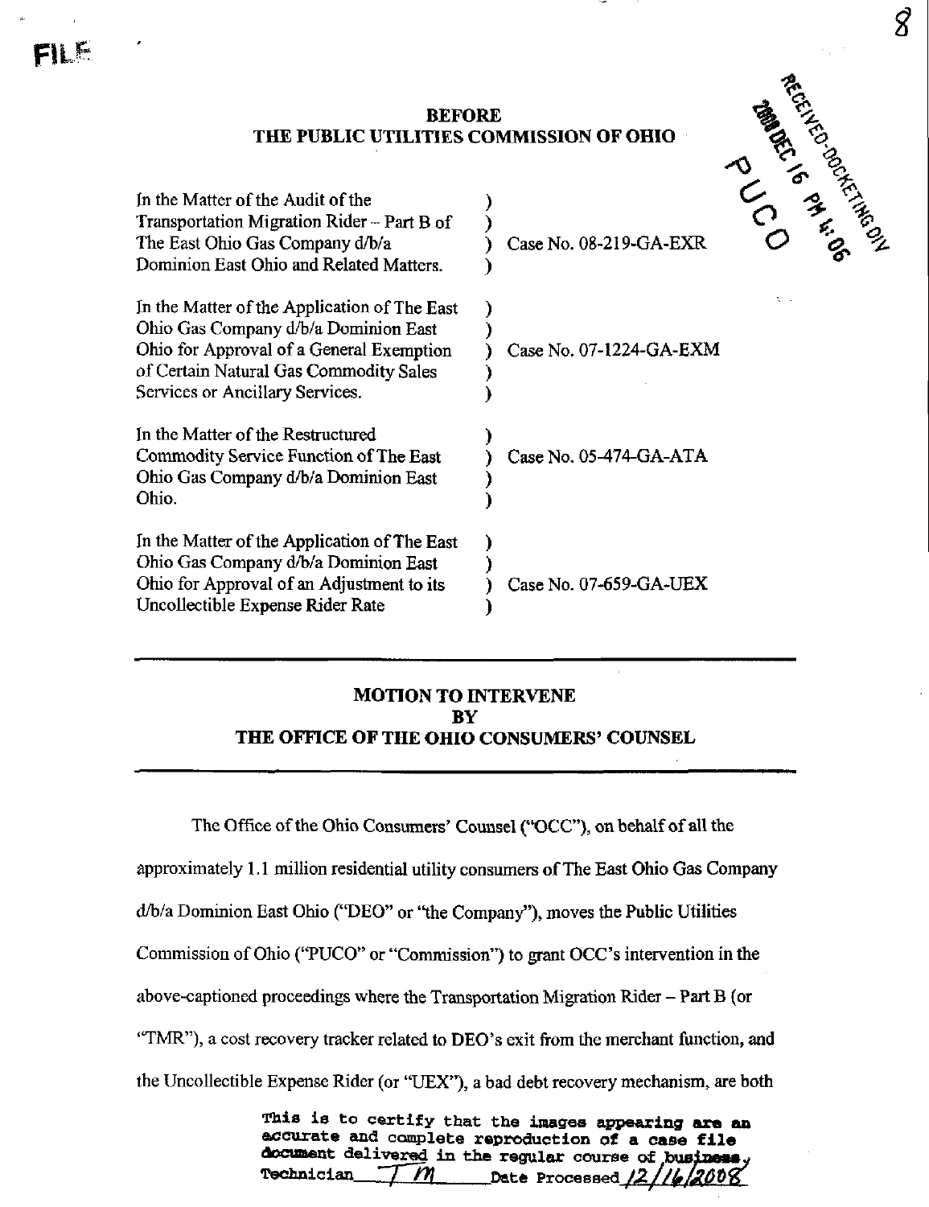FILE

# BEFORE THE PUBLIC UTILITIES COMMISSION OF OHIO

RECEIVED-DOCKETING DIV
2008 DEC 16 PM 4:06
PUCO

| | | |
|---|---|---|
| In the Matter of the Audit of the Transportation Migration Rider – Part B of The East Ohio Gas Company d/b/a Dominion East Ohio and Related Matters. | ) | Case No. 08-219-GA-EXR |
| In the Matter of the Application of The East Ohio Gas Company d/b/a Dominion East Ohio for Approval of a General Exemption of Certain Natural Gas Commodity Sales Services or Ancillary Services. | ) | Case No. 07-1224-GA-EXM |
| In the Matter of the Restructured Commodity Service Function of The East Ohio Gas Company d/b/a Dominion East Ohio. | ) | Case No. 05-474-GA-ATA |
| In the Matter of the Application of The East Ohio Gas Company d/b/a Dominion East Ohio for Approval of an Adjustment to its Uncollectible Expense Rider Rate | ) | Case No. 07-659-GA-UEX |

## MOTION TO INTERVENE BY THE OFFICE OF THE OHIO CONSUMERS' COUNSEL

The Office of the Ohio Consumers' Counsel ("OCC"), on behalf of all the approximately 1.1 million residential utility consumers of The East Ohio Gas Company d/b/a Dominion East Ohio ("DEO" or "the Company"), moves the Public Utilities Commission of Ohio ("PUCO" or "Commission") to grant OCC's intervention in the above-captioned proceedings where the Transportation Migration Rider – Part B (or "TMR"), a cost recovery tracker related to DEO's exit from the merchant function, and the Uncollectible Expense Rider (or "UEX"), a bad debt recovery mechanism, are both

This is to certify that the images appearing are an accurate and complete reproduction of a case file document delivered in the regular course of business. Technician TM Date Processed 12/16/2008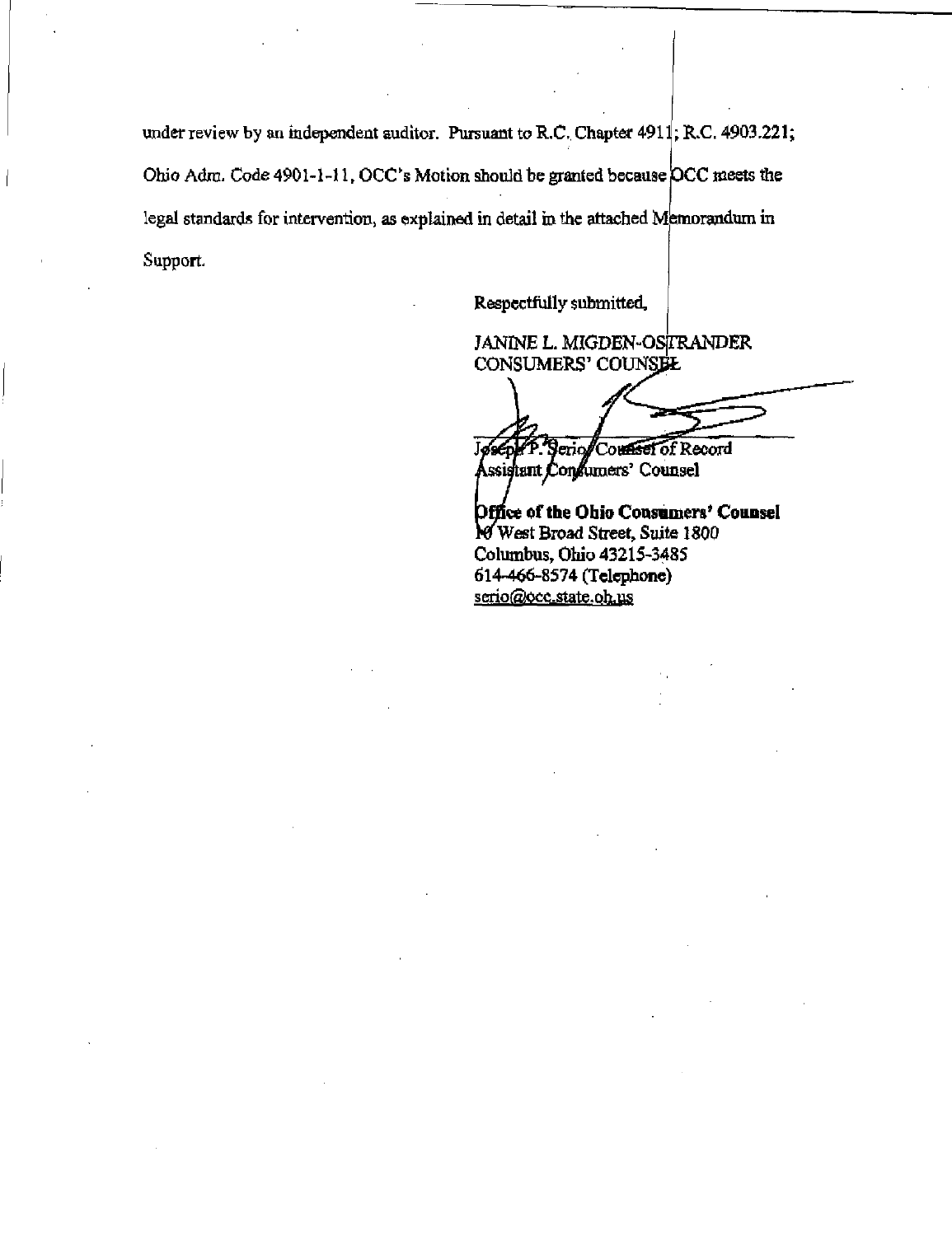under review by an independent auditor. Pursuant to R.C. Chapter 4911; R.C. 4903.221; Ohio Adm. Code 4901-1-11, OCC's Motion should be granted because OCC meets the legal standards for intervention, as explained in detail in the attached Memorandum in Support.

Respectfully submitted,

JANINE L. MIGDEN-OSTRANDER
CONSUMERS' COUNSEL

Joseph P. Serio, Counsel of Record
Assistant Consumers' Counsel

**Office of the Ohio Consumers' Counsel**
10 West Broad Street, Suite 1800
Columbus, Ohio 43215-3485
614-466-8574 (Telephone)
serio@occ.state.oh.us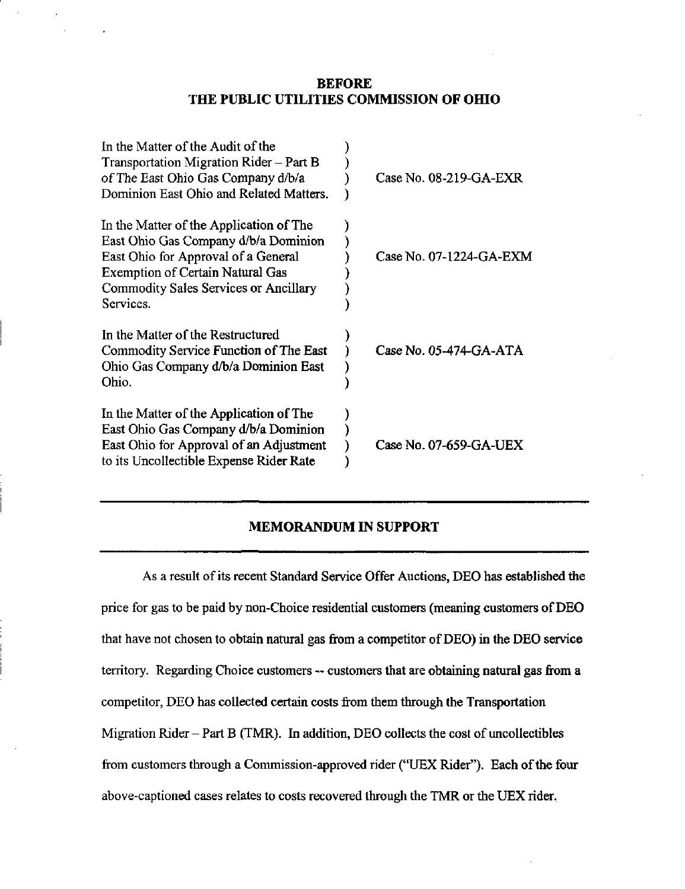**BEFORE**
**THE PUBLIC UTILITIES COMMISSION OF OHIO**

| | | |
|---|---|---|
| In the Matter of the Audit of the Transportation Migration Rider – Part B of The East Ohio Gas Company d/b/a Dominion East Ohio and Related Matters. | ) | Case No. 08-219-GA-EXR |
| In the Matter of the Application of The East Ohio Gas Company d/b/a Dominion East Ohio for Approval of a General Exemption of Certain Natural Gas Commodity Sales Services or Ancillary Services. | ) | Case No. 07-1224-GA-EXM |
| In the Matter of the Restructured Commodity Service Function of The East Ohio Gas Company d/b/a Dominion East Ohio. | ) | Case No. 05-474-GA-ATA |
| In the Matter of the Application of The East Ohio Gas Company d/b/a Dominion East Ohio for Approval of an Adjustment to its Uncollectible Expense Rider Rate | ) | Case No. 07-659-GA-UEX |

## MEMORANDUM IN SUPPORT

As a result of its recent Standard Service Offer Auctions, DEO has established the price for gas to be paid by non-Choice residential customers (meaning customers of DEO that have not chosen to obtain natural gas from a competitor of DEO) in the DEO service territory. Regarding Choice customers -- customers that are obtaining natural gas from a competitor, DEO has collected certain costs from them through the Transportation Migration Rider – Part B (TMR). In addition, DEO collects the cost of uncollectibles from customers through a Commission-approved rider ("UEX Rider"). Each of the four above-captioned cases relates to costs recovered through the TMR or the UEX rider.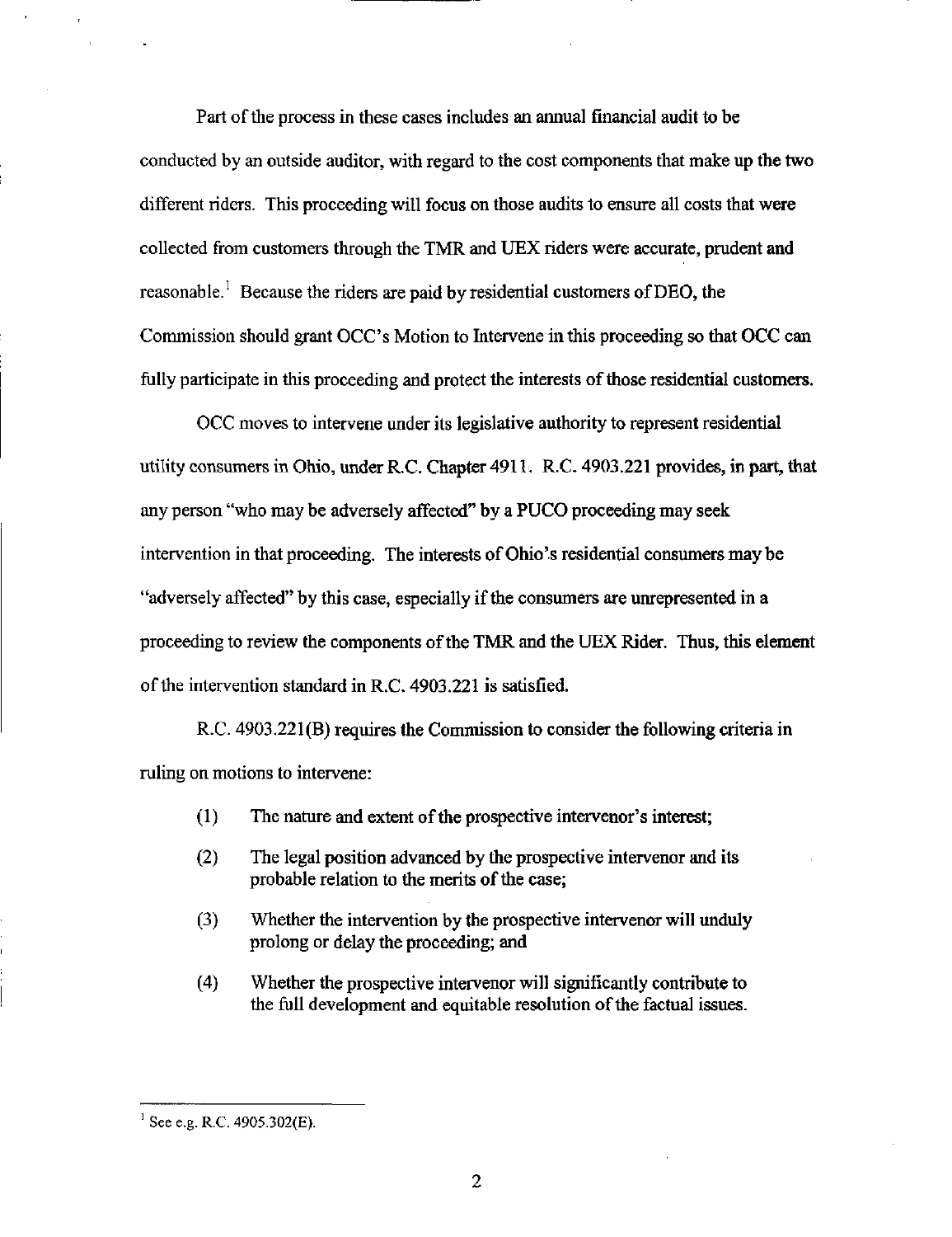Part of the process in these cases includes an annual financial audit to be conducted by an outside auditor, with regard to the cost components that make up the two different riders. This proceeding will focus on those audits to ensure all costs that were collected from customers through the TMR and UEX riders were accurate, prudent and reasonable.[1] Because the riders are paid by residential customers of DEO, the Commission should grant OCC's Motion to Intervene in this proceeding so that OCC can fully participate in this proceeding and protect the interests of those residential customers.

OCC moves to intervene under its legislative authority to represent residential utility consumers in Ohio, under R.C. Chapter 4911. R.C. 4903.221 provides, in part, that any person "who may be adversely affected" by a PUCO proceeding may seek intervention in that proceeding. The interests of Ohio's residential consumers may be "adversely affected" by this case, especially if the consumers are unrepresented in a proceeding to review the components of the TMR and the UEX Rider. Thus, this element of the intervention standard in R.C. 4903.221 is satisfied.

R.C. 4903.221(B) requires the Commission to consider the following criteria in ruling on motions to intervene:

(1) The nature and extent of the prospective intervenor's interest;

(2) The legal position advanced by the prospective intervenor and its probable relation to the merits of the case;

(3) Whether the intervention by the prospective intervenor will unduly prolong or delay the proceeding; and

(4) Whether the prospective intervenor will significantly contribute to the full development and equitable resolution of the factual issues.

---

[1] See e.g. R.C. 4905.302(E).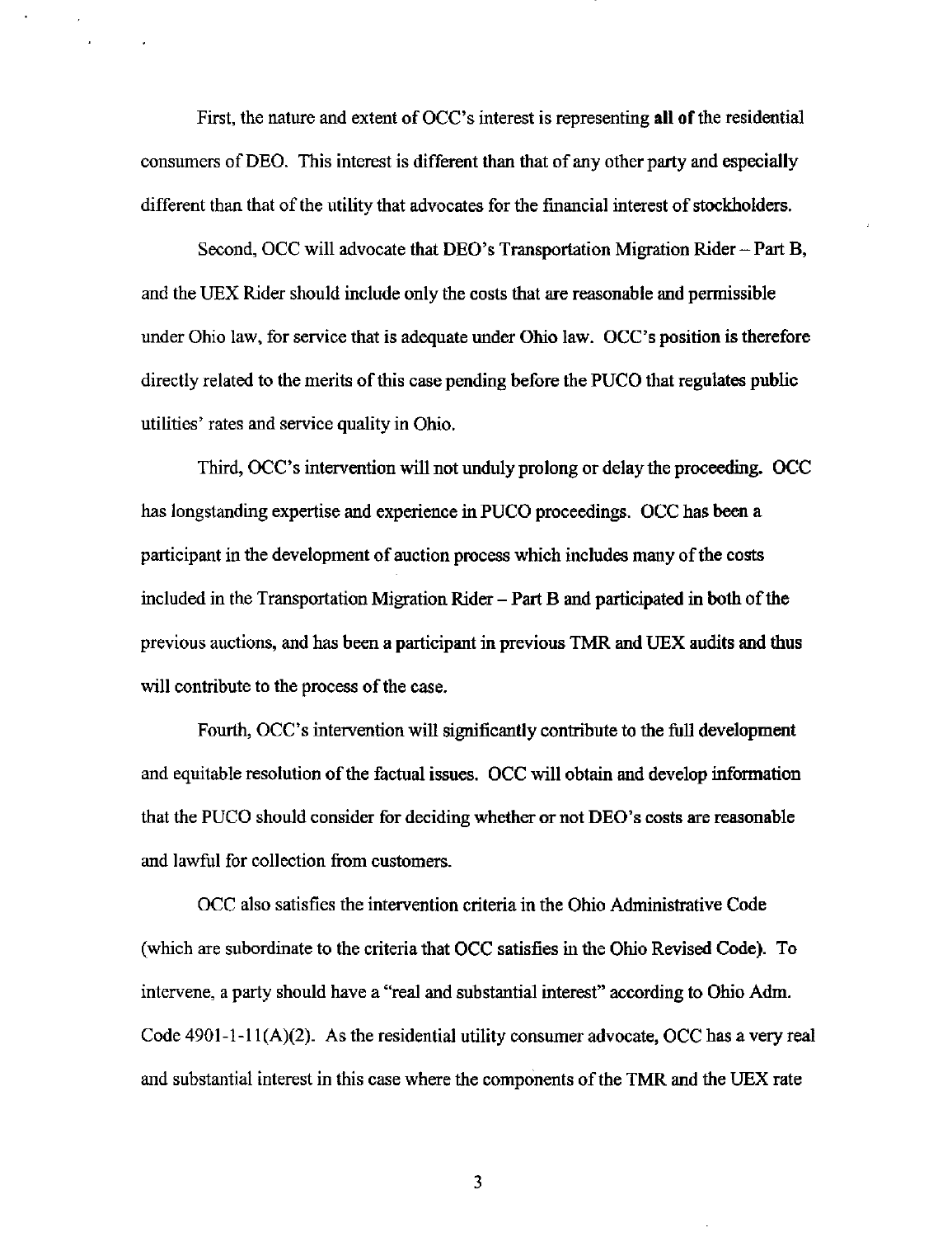First, the nature and extent of OCC's interest is representing **all of** the residential consumers of DEO. This interest is different than that of any other party and especially different than that of the utility that advocates for the financial interest of stockholders.

Second, OCC will advocate that DEO's Transportation Migration Rider – Part B, and the UEX Rider should include only the costs that are reasonable and permissible under Ohio law, for service that is adequate under Ohio law. OCC's position is therefore directly related to the merits of this case pending before the PUCO that regulates public utilities' rates and service quality in Ohio.

Third, OCC's intervention will not unduly prolong or delay the proceeding. OCC has longstanding expertise and experience in PUCO proceedings. OCC has been a participant in the development of auction process which includes many of the costs included in the Transportation Migration Rider – Part B and participated in both of the previous auctions, and has been a participant in previous TMR and UEX audits and thus will contribute to the process of the case.

Fourth, OCC's intervention will significantly contribute to the full development and equitable resolution of the factual issues. OCC will obtain and develop information that the PUCO should consider for deciding whether or not DEO's costs are reasonable and lawful for collection from customers.

OCC also satisfies the intervention criteria in the Ohio Administrative Code (which are subordinate to the criteria that OCC satisfies in the Ohio Revised Code). To intervene, a party should have a "real and substantial interest" according to Ohio Adm. Code 4901-1-11(A)(2). As the residential utility consumer advocate, OCC has a very real and substantial interest in this case where the components of the TMR and the UEX rate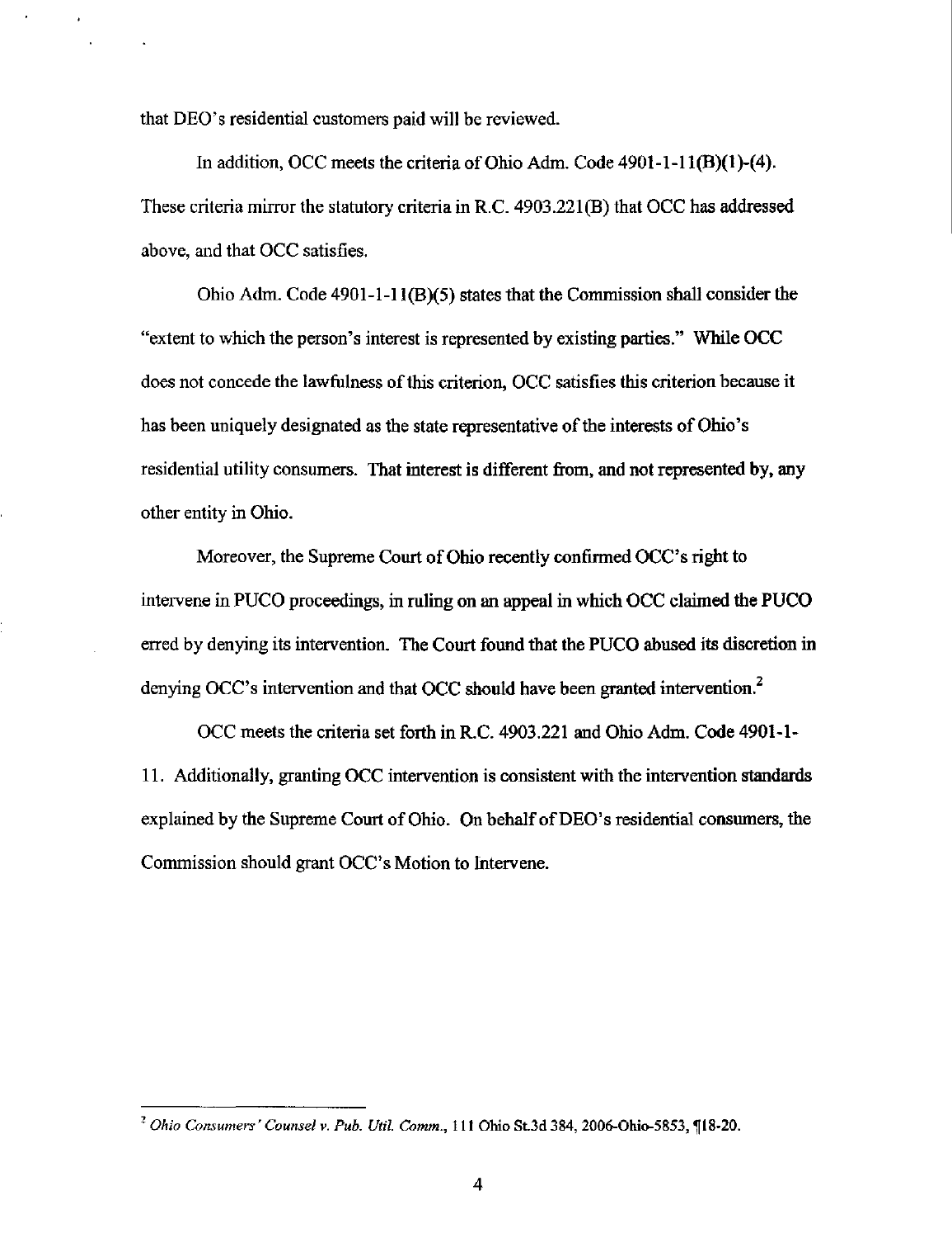that DEO's residential customers paid will be reviewed.

In addition, OCC meets the criteria of Ohio Adm. Code 4901-1-11(B)(1)-(4). These criteria mirror the statutory criteria in R.C. 4903.221(B) that OCC has addressed above, and that OCC satisfies.

Ohio Adm. Code 4901-1-11(B)(5) states that the Commission shall consider the "extent to which the person's interest is represented by existing parties." While OCC does not concede the lawfulness of this criterion, OCC satisfies this criterion because it has been uniquely designated as the state representative of the interests of Ohio's residential utility consumers. That interest is different from, and not represented by, any other entity in Ohio.

Moreover, the Supreme Court of Ohio recently confirmed OCC's right to intervene in PUCO proceedings, in ruling on an appeal in which OCC claimed the PUCO erred by denying its intervention. The Court found that the PUCO abused its discretion in denying OCC's intervention and that OCC should have been granted intervention.[2]

OCC meets the criteria set forth in R.C. 4903.221 and Ohio Adm. Code 4901-1-11. Additionally, granting OCC intervention is consistent with the intervention standards explained by the Supreme Court of Ohio. On behalf of DEO's residential consumers, the Commission should grant OCC's Motion to Intervene.

---

[2] *Ohio Consumers' Counsel v. Pub. Util. Comm.*, 111 Ohio St.3d 384, 2006-Ohio-5853, ¶18-20.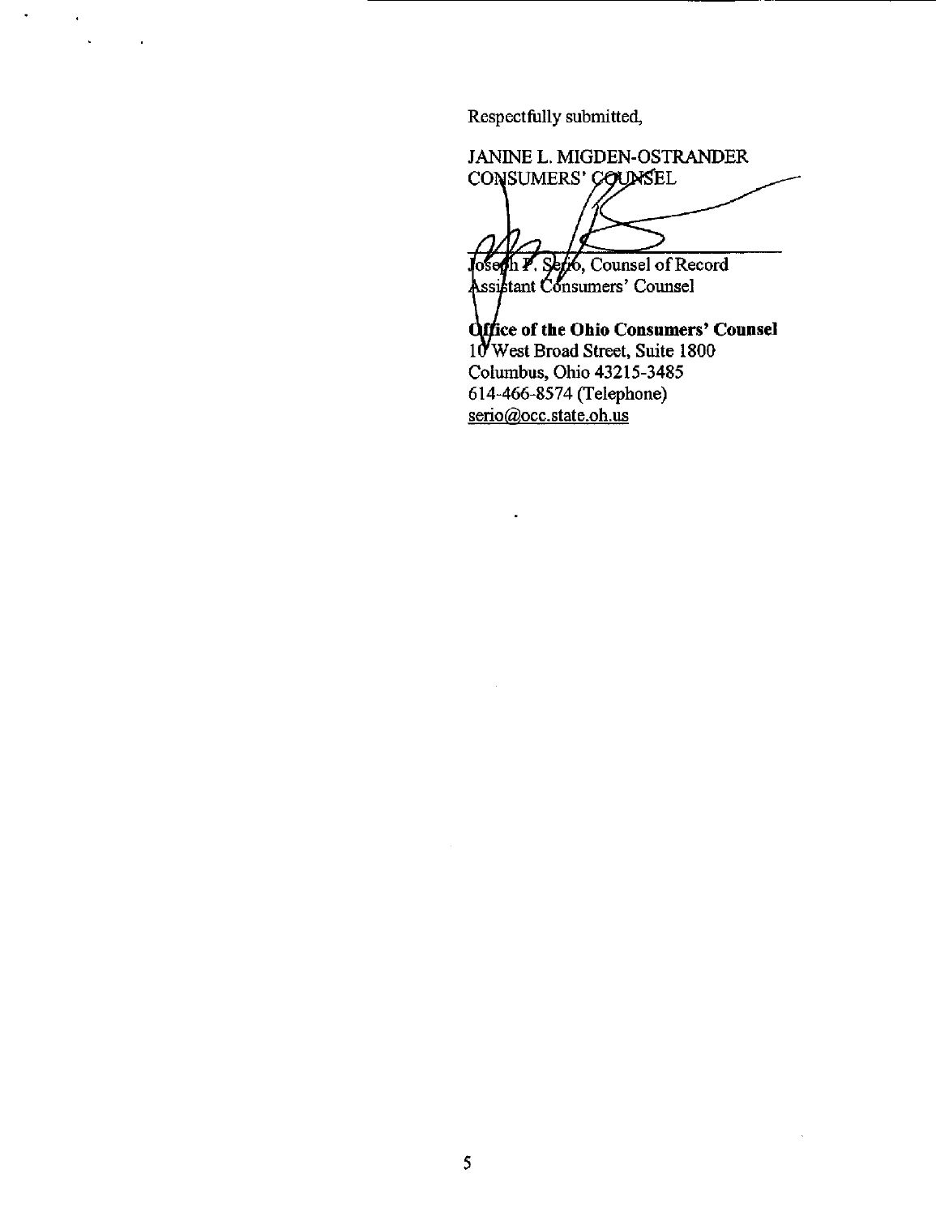Respectfully submitted,

JANINE L. MIGDEN-OSTRANDER
CONSUMERS' COUNSEL

Joseph P. Serio, Counsel of Record
Assistant Consumers' Counsel

**Office of the Ohio Consumers' Counsel**
10 West Broad Street, Suite 1800
Columbus, Ohio 43215-3485
614-466-8574 (Telephone)
serio@occ.state.oh.us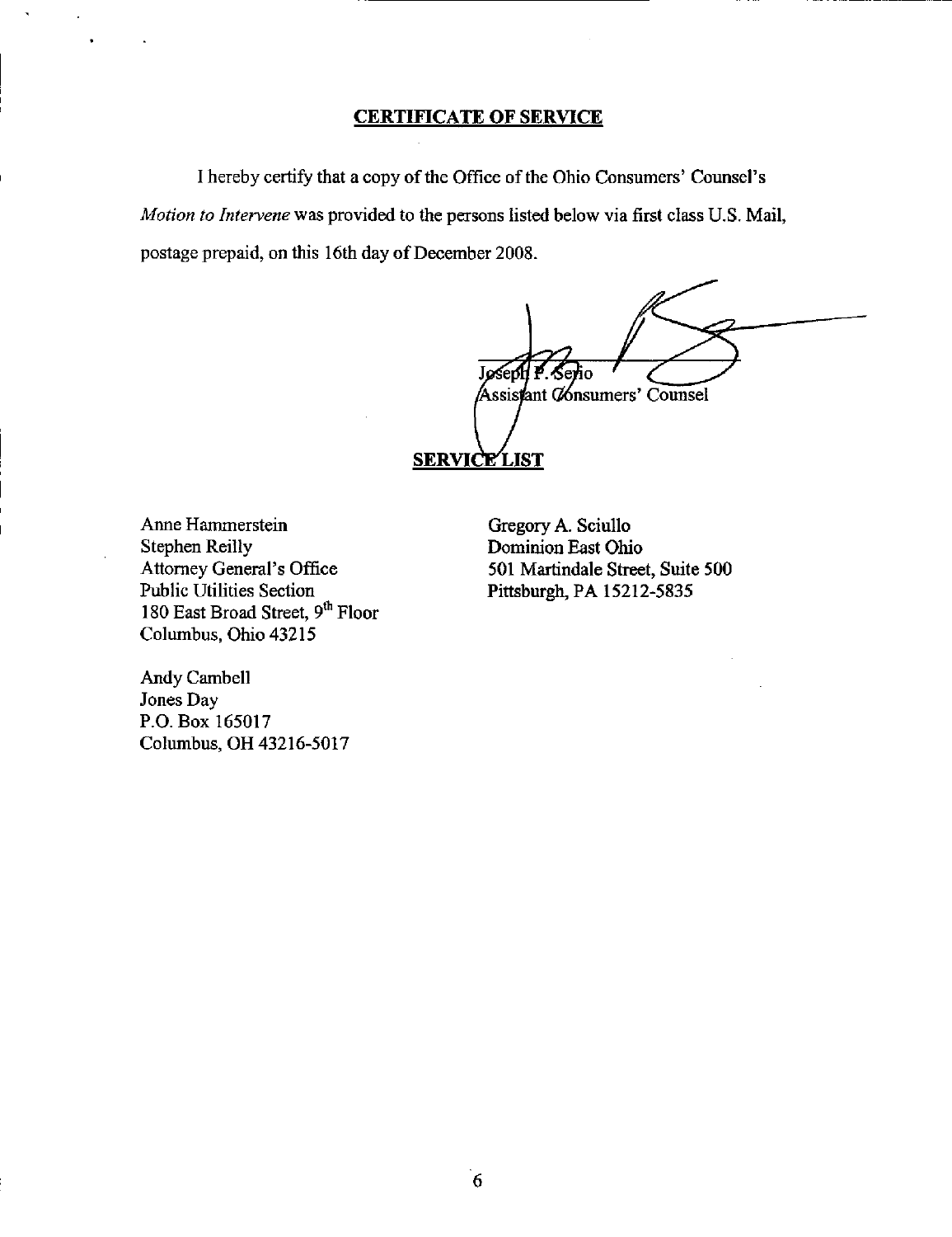## CERTIFICATE OF SERVICE

I hereby certify that a copy of the Office of the Ohio Consumers' Counsel's *Motion to Intervene* was provided to the persons listed below via first class U.S. Mail, postage prepaid, on this 16th day of December 2008.

Joseph P. Serio
Assistant Consumers' Counsel

## SERVICE LIST

Anne Hammerstein
Stephen Reilly
Attorney General's Office
Public Utilities Section
180 East Broad Street, 9th Floor
Columbus, Ohio 43215

Andy Cambell
Jones Day
P.O. Box 165017
Columbus, OH 43216-5017

Gregory A. Sciullo
Dominion East Ohio
501 Martindale Street, Suite 500
Pittsburgh, PA 15212-5835